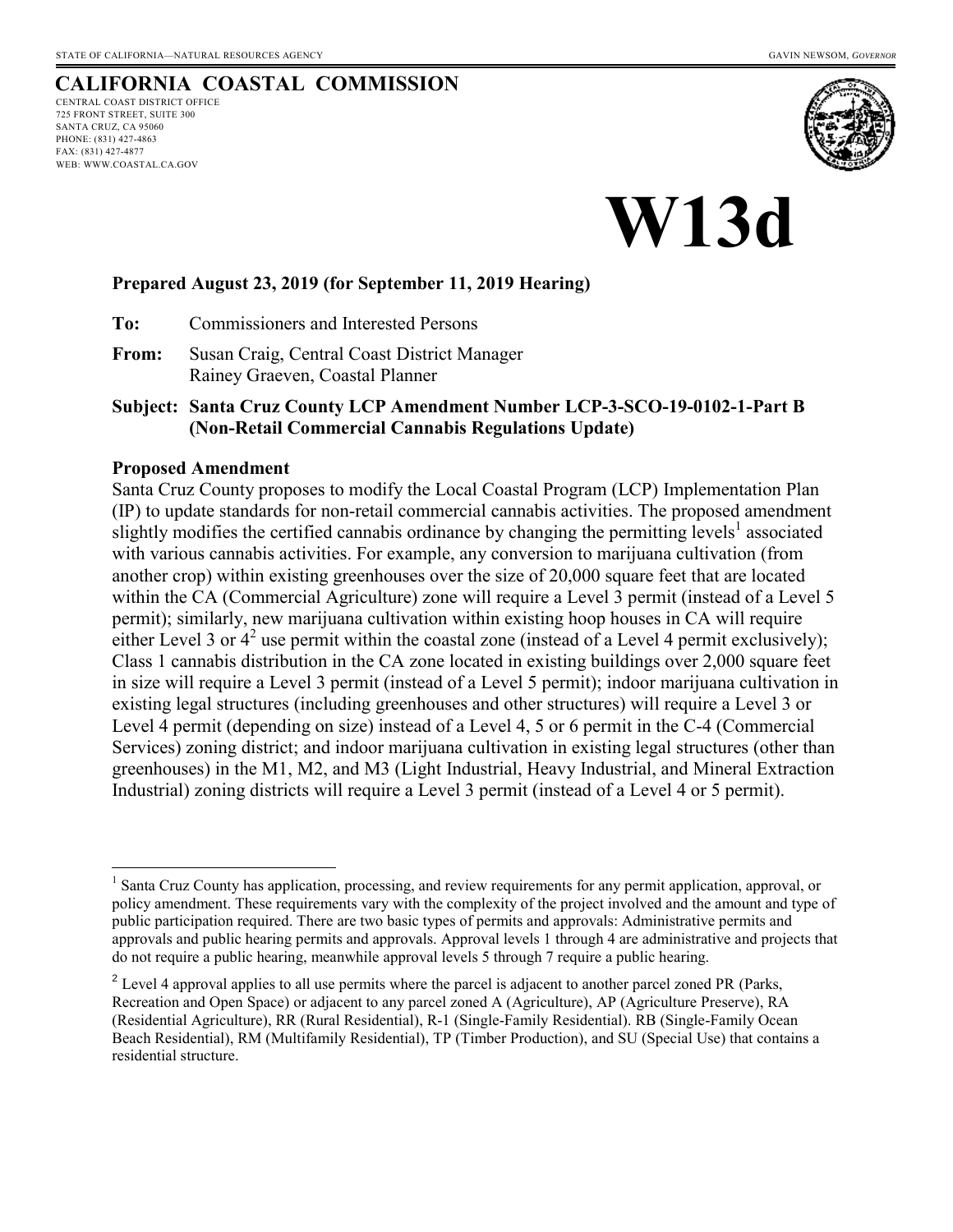STATE OF CALIFORNIA—NATURAL RESOURCES AGENCY GAVIN NEWSOM, *GOVERNOR*

# CALIFORNIA COASTAL COMMISSION

CENTRAL COAST DISTRICT OFFICE
725 FRONT STREET, SUITE 300
SANTA CRUZ, CA 95060
PHONE: (831) 427-4863
FAX: (831) 427-4877
WEB: WWW.COASTAL.CA.GOV

# W13d

**Prepared August 23, 2019 (for September 11, 2019 Hearing)**

**To:** Commissioners and Interested Persons

**From:** Susan Craig, Central Coast District Manager
Rainey Graeven, Coastal Planner

**Subject: Santa Cruz County LCP Amendment Number LCP-3-SCO-19-0102-1-Part B (Non-Retail Commercial Cannabis Regulations Update)**

## Proposed Amendment

Santa Cruz County proposes to modify the Local Coastal Program (LCP) Implementation Plan (IP) to update standards for non-retail commercial cannabis activities. The proposed amendment slightly modifies the certified cannabis ordinance by changing the permitting levels[1] associated with various cannabis activities. For example, any conversion to marijuana cultivation (from another crop) within existing greenhouses over the size of 20,000 square feet that are located within the CA (Commercial Agriculture) zone will require a Level 3 permit (instead of a Level 5 permit); similarly, new marijuana cultivation within existing hoop houses in CA will require either Level 3 or 4[2] use permit within the coastal zone (instead of a Level 4 permit exclusively); Class 1 cannabis distribution in the CA zone located in existing buildings over 2,000 square feet in size will require a Level 3 permit (instead of a Level 5 permit); indoor marijuana cultivation in existing legal structures (including greenhouses and other structures) will require a Level 3 or Level 4 permit (depending on size) instead of a Level 4, 5 or 6 permit in the C-4 (Commercial Services) zoning district; and indoor marijuana cultivation in existing legal structures (other than greenhouses) in the M1, M2, and M3 (Light Industrial, Heavy Industrial, and Mineral Extraction Industrial) zoning districts will require a Level 3 permit (instead of a Level 4 or 5 permit).

---

[1] Santa Cruz County has application, processing, and review requirements for any permit application, approval, or policy amendment. These requirements vary with the complexity of the project involved and the amount and type of public participation required. There are two basic types of permits and approvals: Administrative permits and approvals and public hearing permits and approvals. Approval levels 1 through 4 are administrative and projects that do not require a public hearing, meanwhile approval levels 5 through 7 require a public hearing.

[2] Level 4 approval applies to all use permits where the parcel is adjacent to another parcel zoned PR (Parks, Recreation and Open Space) or adjacent to any parcel zoned A (Agriculture), AP (Agriculture Preserve), RA (Residential Agriculture), RR (Rural Residential), R-1 (Single-Family Residential). RB (Single-Family Ocean Beach Residential), RM (Multifamily Residential), TP (Timber Production), and SU (Special Use) that contains a residential structure.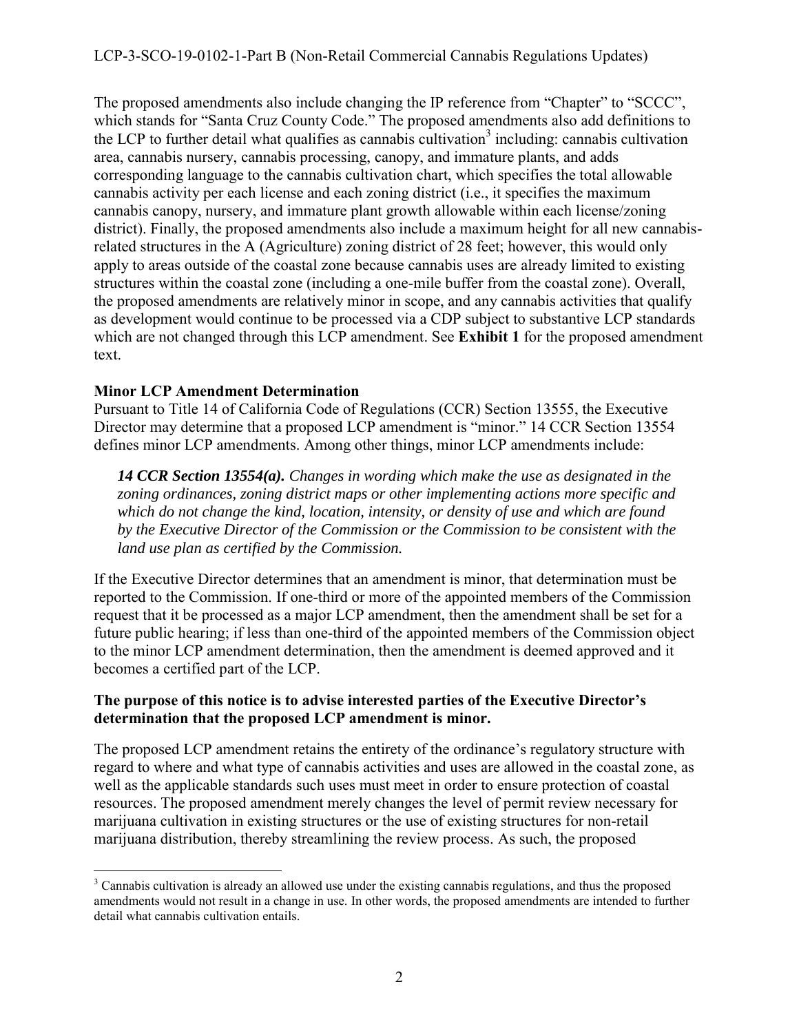The proposed amendments also include changing the IP reference from "Chapter" to "SCCC", which stands for "Santa Cruz County Code." The proposed amendments also add definitions to the LCP to further detail what qualifies as cannabis cultivation[3] including: cannabis cultivation area, cannabis nursery, cannabis processing, canopy, and immature plants, and adds corresponding language to the cannabis cultivation chart, which specifies the total allowable cannabis activity per each license and each zoning district (i.e., it specifies the maximum cannabis canopy, nursery, and immature plant growth allowable within each license/zoning district). Finally, the proposed amendments also include a maximum height for all new cannabis-related structures in the A (Agriculture) zoning district of 28 feet; however, this would only apply to areas outside of the coastal zone because cannabis uses are already limited to existing structures within the coastal zone (including a one-mile buffer from the coastal zone). Overall, the proposed amendments are relatively minor in scope, and any cannabis activities that qualify as development would continue to be processed via a CDP subject to substantive LCP standards which are not changed through this LCP amendment. See **Exhibit 1** for the proposed amendment text.

**Minor LCP Amendment Determination**

Pursuant to Title 14 of California Code of Regulations (CCR) Section 13555, the Executive Director may determine that a proposed LCP amendment is "minor." 14 CCR Section 13554 defines minor LCP amendments. Among other things, minor LCP amendments include:

> ***14 CCR Section 13554(a).*** *Changes in wording which make the use as designated in the zoning ordinances, zoning district maps or other implementing actions more specific and which do not change the kind, location, intensity, or density of use and which are found by the Executive Director of the Commission or the Commission to be consistent with the land use plan as certified by the Commission.*

If the Executive Director determines that an amendment is minor, that determination must be reported to the Commission. If one-third or more of the appointed members of the Commission request that it be processed as a major LCP amendment, then the amendment shall be set for a future public hearing; if less than one-third of the appointed members of the Commission object to the minor LCP amendment determination, then the amendment is deemed approved and it becomes a certified part of the LCP.

**The purpose of this notice is to advise interested parties of the Executive Director's determination that the proposed LCP amendment is minor.**

The proposed LCP amendment retains the entirety of the ordinance's regulatory structure with regard to where and what type of cannabis activities and uses are allowed in the coastal zone, as well as the applicable standards such uses must meet in order to ensure protection of coastal resources. The proposed amendment merely changes the level of permit review necessary for marijuana cultivation in existing structures or the use of existing structures for non-retail marijuana distribution, thereby streamlining the review process. As such, the proposed

---

[3] Cannabis cultivation is already an allowed use under the existing cannabis regulations, and thus the proposed amendments would not result in a change in use. In other words, the proposed amendments are intended to further detail what cannabis cultivation entails.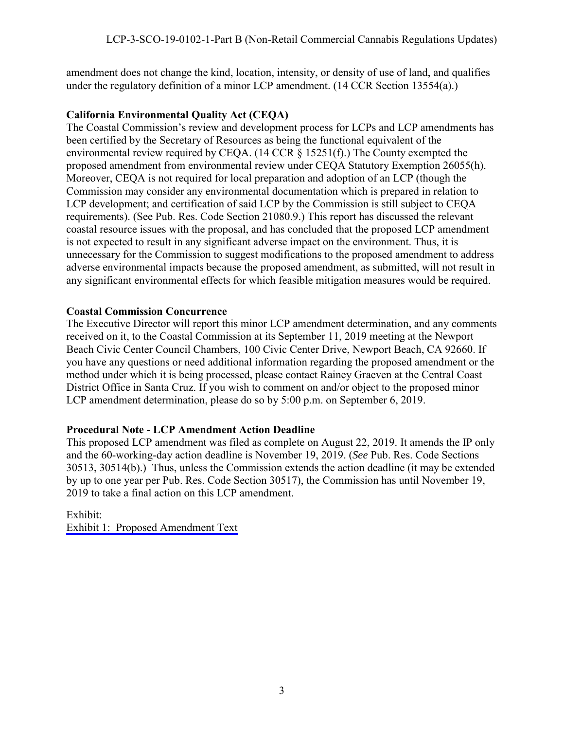amendment does not change the kind, location, intensity, or density of use of land, and qualifies under the regulatory definition of a minor LCP amendment. (14 CCR Section 13554(a).)

**California Environmental Quality Act (CEQA)**

The Coastal Commission's review and development process for LCPs and LCP amendments has been certified by the Secretary of Resources as being the functional equivalent of the environmental review required by CEQA. (14 CCR § 15251(f).) The County exempted the proposed amendment from environmental review under CEQA Statutory Exemption 26055(h). Moreover, CEQA is not required for local preparation and adoption of an LCP (though the Commission may consider any environmental documentation which is prepared in relation to LCP development; and certification of said LCP by the Commission is still subject to CEQA requirements). (See Pub. Res. Code Section 21080.9.) This report has discussed the relevant coastal resource issues with the proposal, and has concluded that the proposed LCP amendment is not expected to result in any significant adverse impact on the environment. Thus, it is unnecessary for the Commission to suggest modifications to the proposed amendment to address adverse environmental impacts because the proposed amendment, as submitted, will not result in any significant environmental effects for which feasible mitigation measures would be required.

**Coastal Commission Concurrence**

The Executive Director will report this minor LCP amendment determination, and any comments received on it, to the Coastal Commission at its September 11, 2019 meeting at the Newport Beach Civic Center Council Chambers, 100 Civic Center Drive, Newport Beach, CA 92660. If you have any questions or need additional information regarding the proposed amendment or the method under which it is being processed, please contact Rainey Graeven at the Central Coast District Office in Santa Cruz. If you wish to comment on and/or object to the proposed minor LCP amendment determination, please do so by 5:00 p.m. on September 6, 2019.

**Procedural Note - LCP Amendment Action Deadline**

This proposed LCP amendment was filed as complete on August 22, 2019. It amends the IP only and the 60-working-day action deadline is November 19, 2019. (*See* Pub. Res. Code Sections 30513, 30514(b).) Thus, unless the Commission extends the action deadline (it may be extended by up to one year per Pub. Res. Code Section 30517), the Commission has until November 19, 2019 to take a final action on this LCP amendment.

Exhibit:

Exhibit 1: Proposed Amendment Text